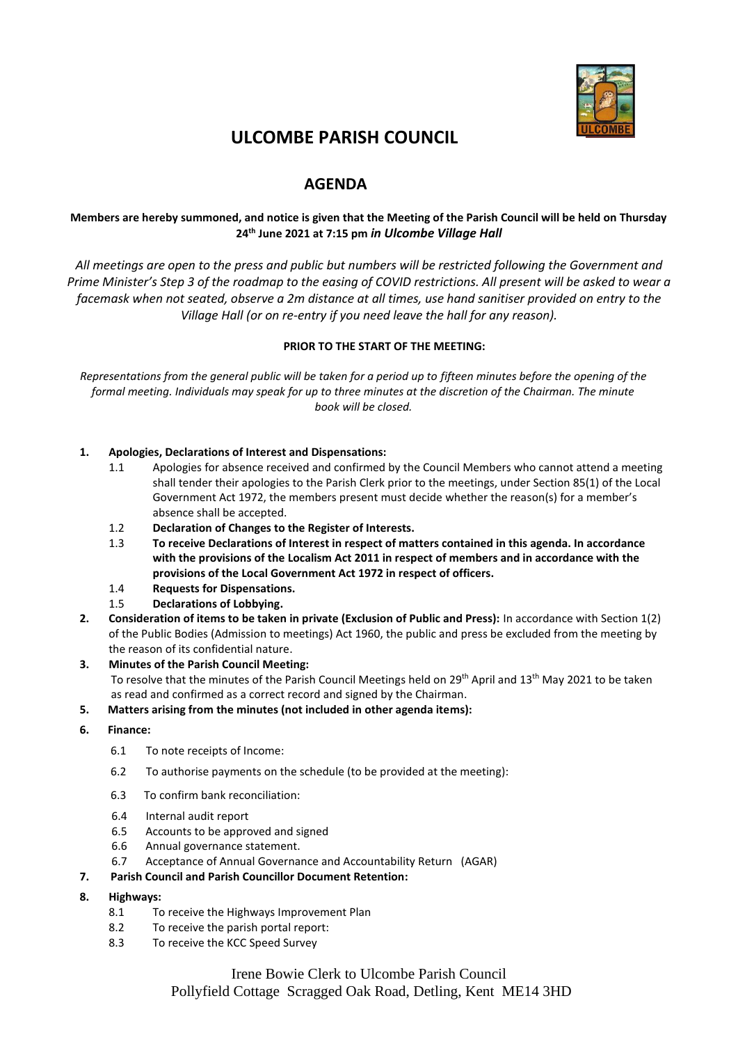# ULCOMBE PARISH COUNCIL

## AGENDA

**Members are hereby summoned, and notice is given that the Meeting of the Parish Council will be held on Thursday 24th June 2021 at 7:15 pm *in Ulcombe Village Hall***

*All meetings are open to the press and public but numbers will be restricted following the Government and Prime Minister's Step 3 of the roadmap to the easing of COVID restrictions. All present will be asked to wear a facemask when not seated, observe a 2m distance at all times, use hand sanitiser provided on entry to the Village Hall (or on re-entry if you need leave the hall for any reason).*

**PRIOR TO THE START OF THE MEETING:**

*Representations from the general public will be taken for a period up to fifteen minutes before the opening of the formal meeting. Individuals may speak for up to three minutes at the discretion of the Chairman. The minute book will be closed.*

1. **Apologies, Declarations of Interest and Dispensations:**
   - 1.1 Apologies for absence received and confirmed by the Council Members who cannot attend a meeting shall tender their apologies to the Parish Clerk prior to the meetings, under Section 85(1) of the Local Government Act 1972, the members present must decide whether the reason(s) for a member's absence shall be accepted.
   - 1.2 **Declaration of Changes to the Register of Interests.**
   - 1.3 **To receive Declarations of Interest in respect of matters contained in this agenda. In accordance with the provisions of the Localism Act 2011 in respect of members and in accordance with the provisions of the Local Government Act 1972 in respect of officers.**
   - 1.4 **Requests for Dispensations.**
   - 1.5 **Declarations of Lobbying.**
2. **Consideration of items to be taken in private (Exclusion of Public and Press):** In accordance with Section 1(2) of the Public Bodies (Admission to meetings) Act 1960, the public and press be excluded from the meeting by the reason of its confidential nature.
3. **Minutes of the Parish Council Meeting:**
   To resolve that the minutes of the Parish Council Meetings held on 29th April and 13th May 2021 to be taken as read and confirmed as a correct record and signed by the Chairman.
5. **Matters arising from the minutes (not included in other agenda items):**
6. **Finance:**
   - 6.1 To note receipts of Income:
   - 6.2 To authorise payments on the schedule (to be provided at the meeting):
   - 6.3 To confirm bank reconciliation:
   - 6.4 Internal audit report
   - 6.5 Accounts to be approved and signed
   - 6.6 Annual governance statement.
   - 6.7 Acceptance of Annual Governance and Accountability Return (AGAR)
7. **Parish Council and Parish Councillor Document Retention:**
8. **Highways:**
   - 8.1 To receive the Highways Improvement Plan
   - 8.2 To receive the parish portal report:
   - 8.3 To receive the KCC Speed Survey

Irene Bowie Clerk to Ulcombe Parish Council
Pollyfield Cottage Scragged Oak Road, Detling, Kent ME14 3HD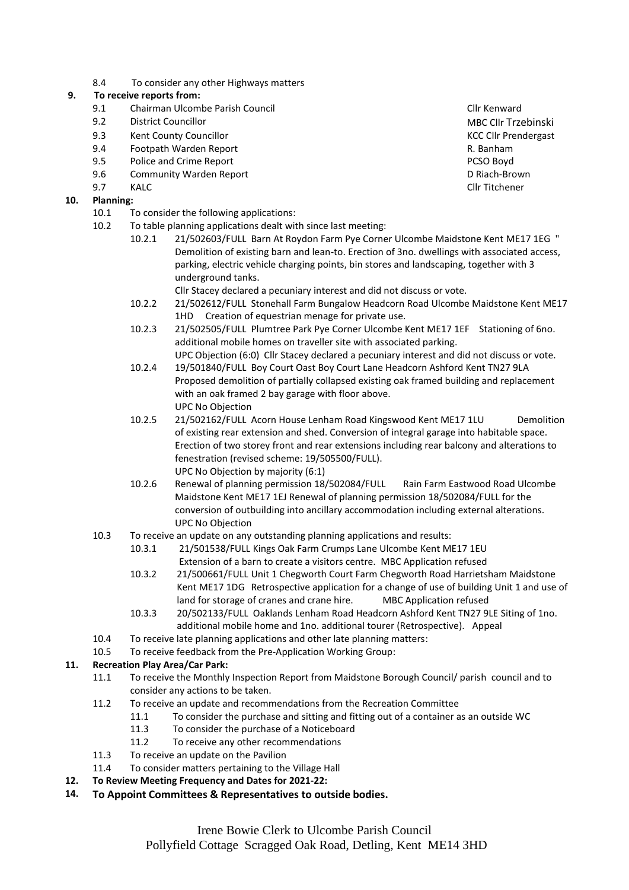8.4 To consider any other Highways matters

**9. To receive reports from:**

| | | |
|---|---|---|
| 9.1 | Chairman Ulcombe Parish Council | Cllr Kenward |
| 9.2 | District Councillor | MBC Cllr Trzebinski |
| 9.3 | Kent County Councillor | KCC Cllr Prendergast |
| 9.4 | Footpath Warden Report | R. Banham |
| 9.5 | Police and Crime Report | PCSO Boyd |
| 9.6 | Community Warden Report | D Riach-Brown |
| 9.7 | KALC | Cllr Titchener |

**10. Planning:**

10.1 To consider the following applications:

10.2 To table planning applications dealt with since last meeting:

10.2.1 21/502603/FULL Barn At Roydon Farm Pye Corner Ulcombe Maidstone Kent ME17 1EG " Demolition of existing barn and lean-to. Erection of 3no. dwellings with associated access, parking, electric vehicle charging points, bin stores and landscaping, together with 3 underground tanks.
Cllr Stacey declared a pecuniary interest and did not discuss or vote.

10.2.2 21/502612/FULL Stonehall Farm Bungalow Headcorn Road Ulcombe Maidstone Kent ME17 1HD Creation of equestrian menage for private use.

10.2.3 21/502505/FULL Plumtree Park Pye Corner Ulcombe Kent ME17 1EF Stationing of 6no. additional mobile homes on traveller site with associated parking.
UPC Objection (6:0) Cllr Stacey declared a pecuniary interest and did not discuss or vote.

10.2.4 19/501840/FULL Boy Court Oast Boy Court Lane Headcorn Ashford Kent TN27 9LA Proposed demolition of partially collapsed existing oak framed building and replacement with an oak framed 2 bay garage with floor above.
UPC No Objection

10.2.5 21/502162/FULL Acorn House Lenham Road Kingswood Kent ME17 1LU Demolition of existing rear extension and shed. Conversion of integral garage into habitable space. Erection of two storey front and rear extensions including rear balcony and alterations to fenestration (revised scheme: 19/505500/FULL).
UPC No Objection by majority (6:1)

10.2.6 Renewal of planning permission 18/502084/FULL Rain Farm Eastwood Road Ulcombe Maidstone Kent ME17 1EJ Renewal of planning permission 18/502084/FULL for the conversion of outbuilding into ancillary accommodation including external alterations.
UPC No Objection

10.3 To receive an update on any outstanding planning applications and results:

10.3.1 21/501538/FULL Kings Oak Farm Crumps Lane Ulcombe Kent ME17 1EU
Extension of a barn to create a visitors centre. MBC Application refused

10.3.2 21/500661/FULL Unit 1 Chegworth Court Farm Chegworth Road Harrietsham Maidstone Kent ME17 1DG Retrospective application for a change of use of building Unit 1 and use of land for storage of cranes and crane hire. MBC Application refused

10.3.3 20/502133/FULL Oaklands Lenham Road Headcorn Ashford Kent TN27 9LE Siting of 1no. additional mobile home and 1no. additional tourer (Retrospective). Appeal

10.4 To receive late planning applications and other late planning matters:

10.5 To receive feedback from the Pre-Application Working Group:

**11. Recreation Play Area/Car Park:**

11.1 To receive the Monthly Inspection Report from Maidstone Borough Council/ parish council and to consider any actions to be taken.

11.2 To receive an update and recommendations from the Recreation Committee

- 11.1 To consider the purchase and sitting and fitting out of a container as an outside WC
- 11.3 To consider the purchase of a Noticeboard
- 11.2 To receive any other recommendations

11.3 To receive an update on the Pavilion

11.4 To consider matters pertaining to the Village Hall

**12. To Review Meeting Frequency and Dates for 2021-22:**

**14. To Appoint Committees & Representatives to outside bodies.**

Irene Bowie Clerk to Ulcombe Parish Council
Pollyfield Cottage Scragged Oak Road, Detling, Kent ME14 3HD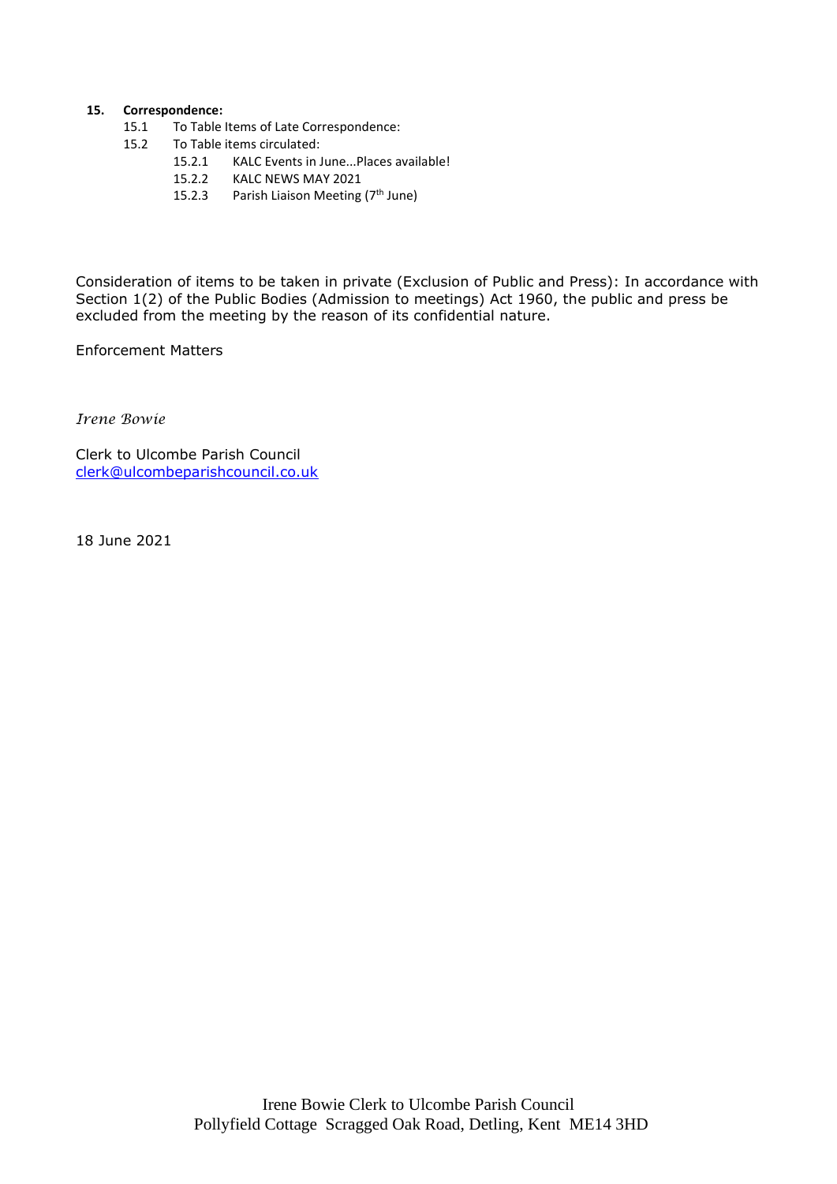**15. Correspondence:**

- 15.1 To Table Items of Late Correspondence:
- 15.2 To Table items circulated:
  - 15.2.1 KALC Events in June...Places available!
  - 15.2.2 KALC NEWS MAY 2021
  - 15.2.3 Parish Liaison Meeting (7th June)

Consideration of items to be taken in private (Exclusion of Public and Press): In accordance with Section 1(2) of the Public Bodies (Admission to meetings) Act 1960, the public and press be excluded from the meeting by the reason of its confidential nature.

Enforcement Matters

*Irene Bowie*

Clerk to Ulcombe Parish Council
clerk@ulcombeparishcouncil.co.uk

18 June 2021

Irene Bowie Clerk to Ulcombe Parish Council
Pollyfield Cottage Scragged Oak Road, Detling, Kent ME14 3HD